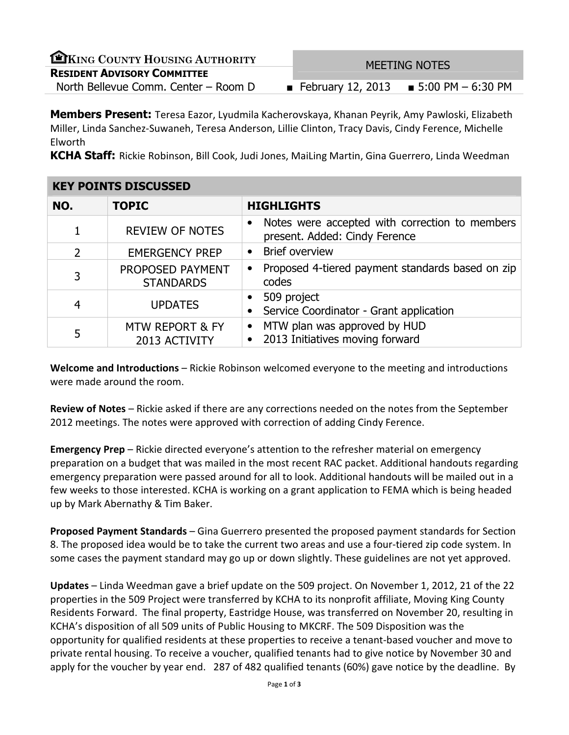**KING COUNTY HOUSING AUTHORITY**
**RESIDENT ADVISORY COMMITTEE**
North Bellevue Comm. Center – Room D

MEETING NOTES

■ February 12, 2013 ■ 5:00 PM – 6:30 PM

**Members Present:** Teresa Eazor, Lyudmila Kacherovskaya, Khanan Peyrik, Amy Pawloski, Elizabeth Miller, Linda Sanchez-Suwaneh, Teresa Anderson, Lillie Clinton, Tracy Davis, Cindy Ference, Michelle Elworth

**KCHA Staff:** Rickie Robinson, Bill Cook, Judi Jones, MaiLing Martin, Gina Guerrero, Linda Weedman

## KEY POINTS DISCUSSED

| NO. | TOPIC | HIGHLIGHTS |
|---|---|---|
| 1 | REVIEW OF NOTES | • Notes were accepted with correction to members present. Added: Cindy Ference |
| 2 | EMERGENCY PREP | • Brief overview |
| 3 | PROPOSED PAYMENT STANDARDS | • Proposed 4-tiered payment standards based on zip codes |
| 4 | UPDATES | • 509 project<br>• Service Coordinator - Grant application |
| 5 | MTW REPORT & FY 2013 ACTIVITY | • MTW plan was approved by HUD<br>• 2013 Initiatives moving forward |

**Welcome and Introductions** – Rickie Robinson welcomed everyone to the meeting and introductions were made around the room.

**Review of Notes** – Rickie asked if there are any corrections needed on the notes from the September 2012 meetings. The notes were approved with correction of adding Cindy Ference.

**Emergency Prep** – Rickie directed everyone's attention to the refresher material on emergency preparation on a budget that was mailed in the most recent RAC packet. Additional handouts regarding emergency preparation were passed around for all to look. Additional handouts will be mailed out in a few weeks to those interested. KCHA is working on a grant application to FEMA which is being headed up by Mark Abernathy & Tim Baker.

**Proposed Payment Standards** – Gina Guerrero presented the proposed payment standards for Section 8. The proposed idea would be to take the current two areas and use a four-tiered zip code system. In some cases the payment standard may go up or down slightly. These guidelines are not yet approved.

**Updates** – Linda Weedman gave a brief update on the 509 project. On November 1, 2012, 21 of the 22 properties in the 509 Project were transferred by KCHA to its nonprofit affiliate, Moving King County Residents Forward. The final property, Eastridge House, was transferred on November 20, resulting in KCHA's disposition of all 509 units of Public Housing to MKCRF. The 509 Disposition was the opportunity for qualified residents at these properties to receive a tenant-based voucher and move to private rental housing. To receive a voucher, qualified tenants had to give notice by November 30 and apply for the voucher by year end. 287 of 482 qualified tenants (60%) gave notice by the deadline. By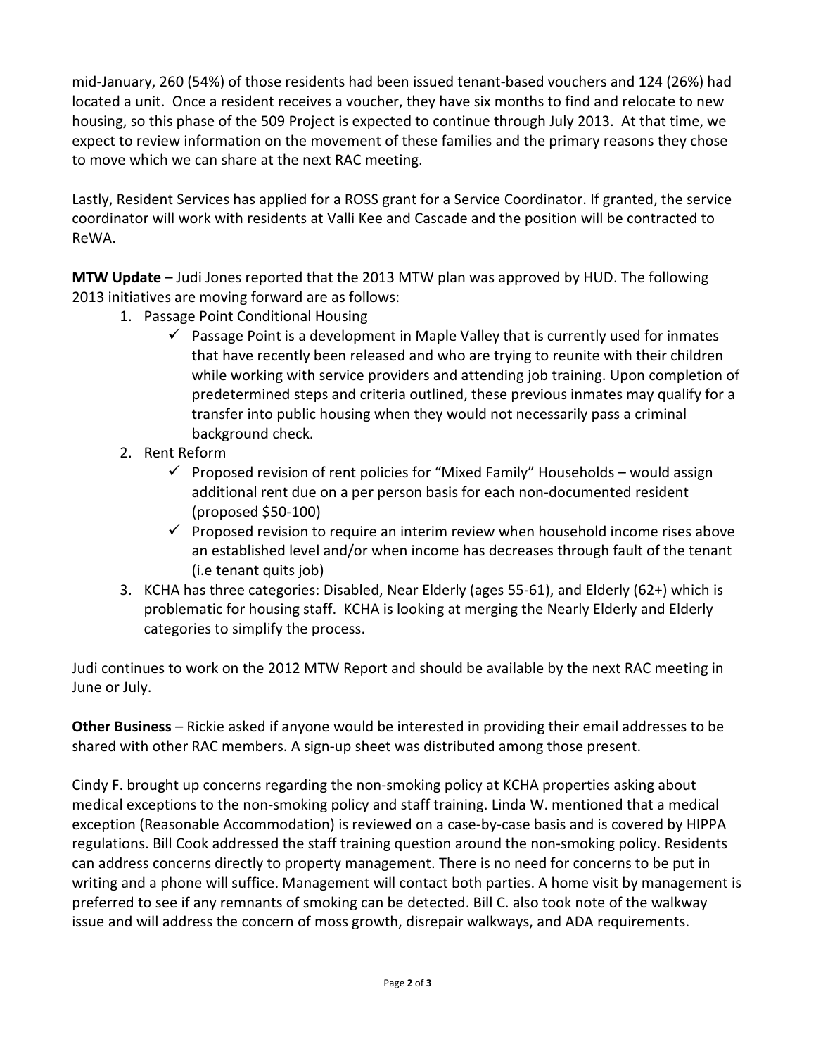mid-January, 260 (54%) of those residents had been issued tenant-based vouchers and 124 (26%) had located a unit. Once a resident receives a voucher, they have six months to find and relocate to new housing, so this phase of the 509 Project is expected to continue through July 2013. At that time, we expect to review information on the movement of these families and the primary reasons they chose to move which we can share at the next RAC meeting.

Lastly, Resident Services has applied for a ROSS grant for a Service Coordinator. If granted, the service coordinator will work with residents at Valli Kee and Cascade and the position will be contracted to ReWA.

**MTW Update** – Judi Jones reported that the 2013 MTW plan was approved by HUD. The following 2013 initiatives are moving forward are as follows:

1. Passage Point Conditional Housing
   - ✓ Passage Point is a development in Maple Valley that is currently used for inmates that have recently been released and who are trying to reunite with their children while working with service providers and attending job training. Upon completion of predetermined steps and criteria outlined, these previous inmates may qualify for a transfer into public housing when they would not necessarily pass a criminal background check.
2. Rent Reform
   - ✓ Proposed revision of rent policies for "Mixed Family" Households – would assign additional rent due on a per person basis for each non-documented resident (proposed $50-100)
   - ✓ Proposed revision to require an interim review when household income rises above an established level and/or when income has decreases through fault of the tenant (i.e tenant quits job)
3. KCHA has three categories: Disabled, Near Elderly (ages 55-61), and Elderly (62+) which is problematic for housing staff. KCHA is looking at merging the Nearly Elderly and Elderly categories to simplify the process.

Judi continues to work on the 2012 MTW Report and should be available by the next RAC meeting in June or July.

**Other Business** – Rickie asked if anyone would be interested in providing their email addresses to be shared with other RAC members. A sign-up sheet was distributed among those present.

Cindy F. brought up concerns regarding the non-smoking policy at KCHA properties asking about medical exceptions to the non-smoking policy and staff training. Linda W. mentioned that a medical exception (Reasonable Accommodation) is reviewed on a case-by-case basis and is covered by HIPPA regulations. Bill Cook addressed the staff training question around the non-smoking policy. Residents can address concerns directly to property management. There is no need for concerns to be put in writing and a phone will suffice. Management will contact both parties. A home visit by management is preferred to see if any remnants of smoking can be detected. Bill C. also took note of the walkway issue and will address the concern of moss growth, disrepair walkways, and ADA requirements.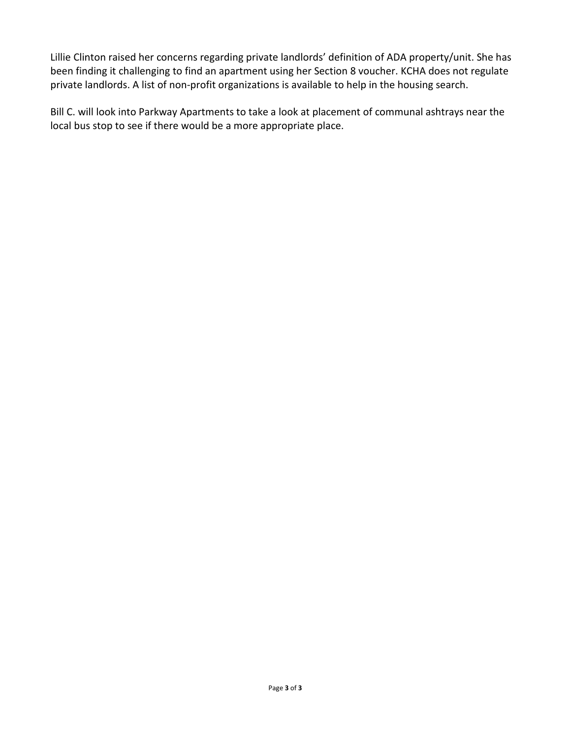Lillie Clinton raised her concerns regarding private landlords' definition of ADA property/unit. She has been finding it challenging to find an apartment using her Section 8 voucher. KCHA does not regulate private landlords. A list of non-profit organizations is available to help in the housing search.

Bill C. will look into Parkway Apartments to take a look at placement of communal ashtrays near the local bus stop to see if there would be a more appropriate place.